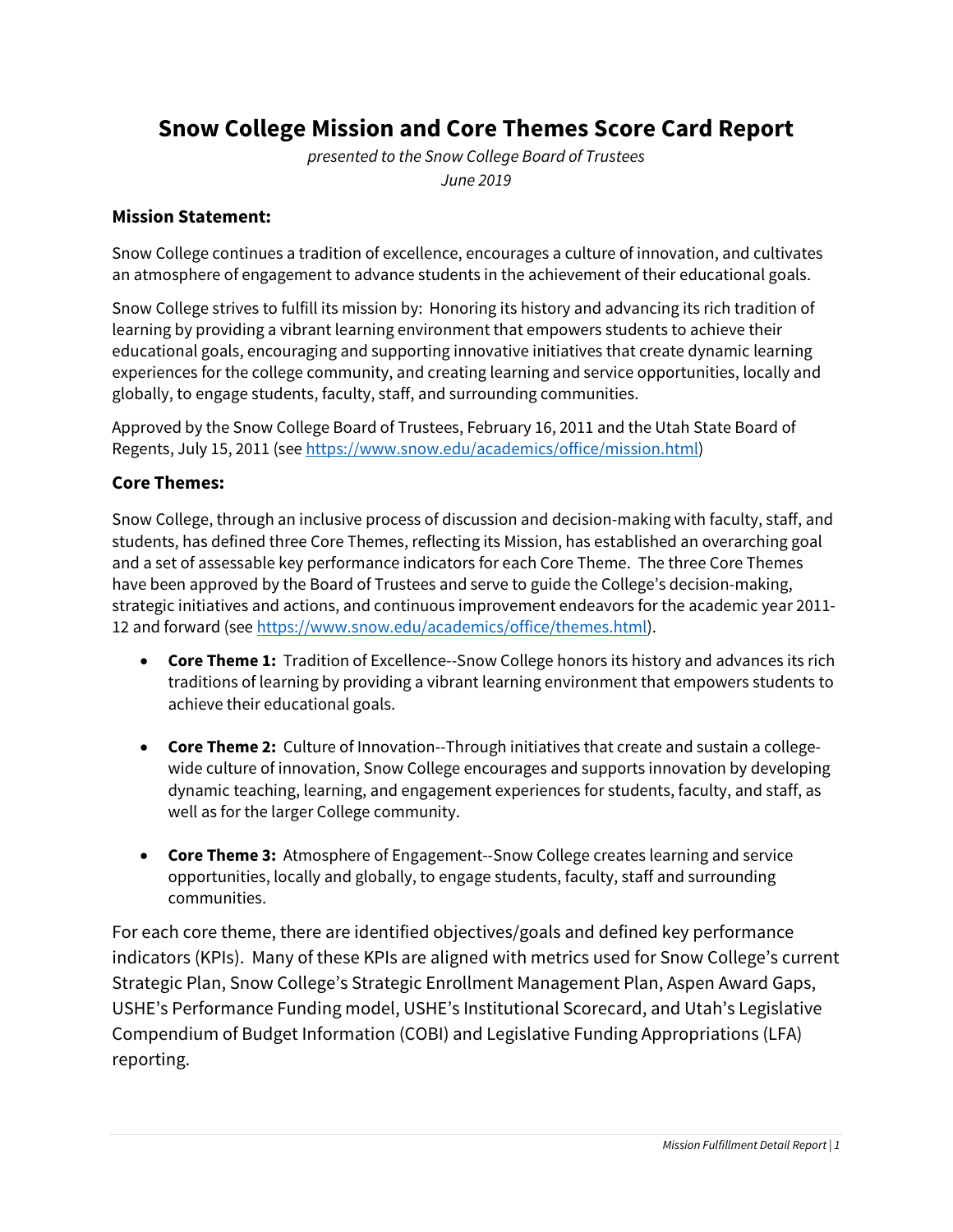# Snow College Mission and Core Themes Score Card Report

*presented to the Snow College Board of Trustees*
*June 2019*

### Mission Statement:

Snow College continues a tradition of excellence, encourages a culture of innovation, and cultivates an atmosphere of engagement to advance students in the achievement of their educational goals.

Snow College strives to fulfill its mission by: Honoring its history and advancing its rich tradition of learning by providing a vibrant learning environment that empowers students to achieve their educational goals, encouraging and supporting innovative initiatives that create dynamic learning experiences for the college community, and creating learning and service opportunities, locally and globally, to engage students, faculty, staff, and surrounding communities.

Approved by the Snow College Board of Trustees, February 16, 2011 and the Utah State Board of Regents, July 15, 2011 (see https://www.snow.edu/academics/office/mission.html)

### Core Themes:

Snow College, through an inclusive process of discussion and decision-making with faculty, staff, and students, has defined three Core Themes, reflecting its Mission, has established an overarching goal and a set of assessable key performance indicators for each Core Theme. The three Core Themes have been approved by the Board of Trustees and serve to guide the College's decision-making, strategic initiatives and actions, and continuous improvement endeavors for the academic year 2011-12 and forward (see https://www.snow.edu/academics/office/themes.html).

- **Core Theme 1:** Tradition of Excellence--Snow College honors its history and advances its rich traditions of learning by providing a vibrant learning environment that empowers students to achieve their educational goals.
- **Core Theme 2:** Culture of Innovation--Through initiatives that create and sustain a college-wide culture of innovation, Snow College encourages and supports innovation by developing dynamic teaching, learning, and engagement experiences for students, faculty, and staff, as well as for the larger College community.
- **Core Theme 3:** Atmosphere of Engagement--Snow College creates learning and service opportunities, locally and globally, to engage students, faculty, staff and surrounding communities.

For each core theme, there are identified objectives/goals and defined key performance indicators (KPIs). Many of these KPIs are aligned with metrics used for Snow College's current Strategic Plan, Snow College's Strategic Enrollment Management Plan, Aspen Award Gaps, USHE's Performance Funding model, USHE's Institutional Scorecard, and Utah's Legislative Compendium of Budget Information (COBI) and Legislative Funding Appropriations (LFA) reporting.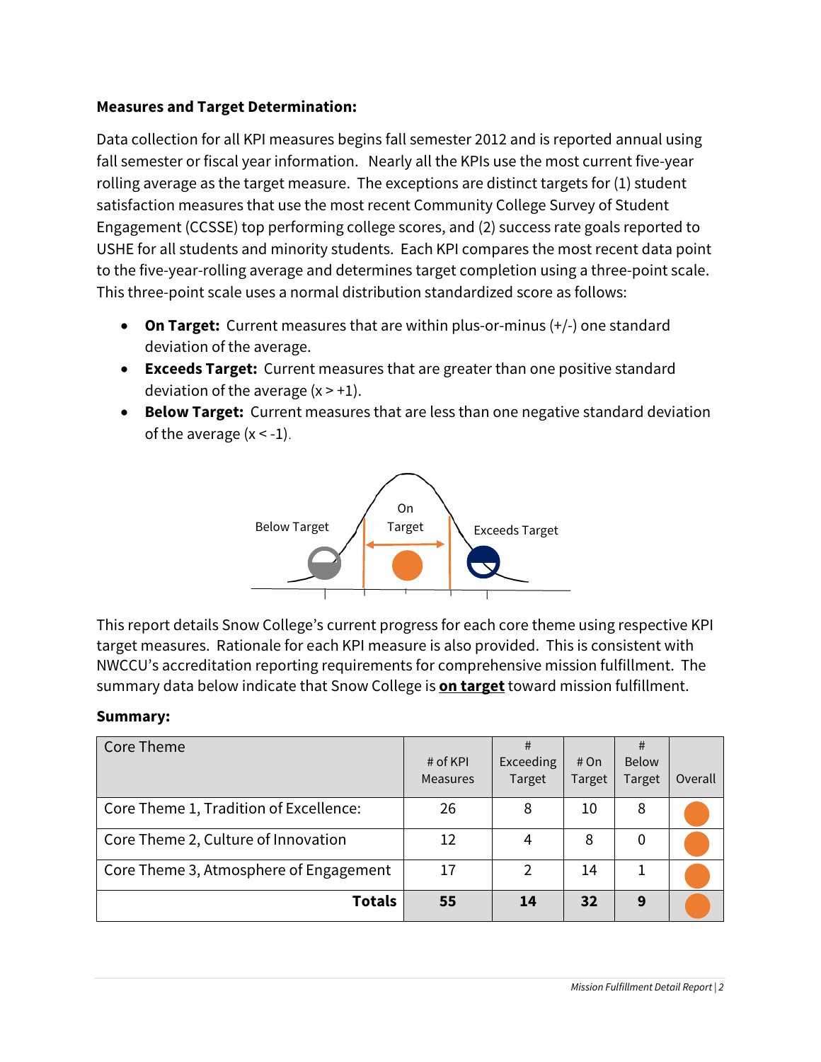**Measures and Target Determination:**

Data collection for all KPI measures begins fall semester 2012 and is reported annual using fall semester or fiscal year information. Nearly all the KPIs use the most current five-year rolling average as the target measure. The exceptions are distinct targets for (1) student satisfaction measures that use the most recent Community College Survey of Student Engagement (CCSSE) top performing college scores, and (2) success rate goals reported to USHE for all students and minority students. Each KPI compares the most recent data point to the five-year-rolling average and determines target completion using a three-point scale. This three-point scale uses a normal distribution standardized score as follows:

- **On Target:** Current measures that are within plus-or-minus (+/-) one standard deviation of the average.
- **Exceeds Target:** Current measures that are greater than one positive standard deviation of the average ($x > +1$).
- **Below Target:** Current measures that are less than one negative standard deviation of the average ($x < -1$).

Below Target    On Target    Exceeds Target

This report details Snow College's current progress for each core theme using respective KPI target measures. Rationale for each KPI measure is also provided. This is consistent with NWCCU's accreditation reporting requirements for comprehensive mission fulfillment. The summary data below indicate that Snow College is **<u>on target</u>** toward mission fulfillment.

**Summary:**

| Core Theme | # of KPI Measures | # Exceeding Target | # On Target | # Below Target | Overall |
|---|---|---|---|---|---|
| Core Theme 1, Tradition of Excellence: | 26 | 8 | 10 | 8 | ● |
| Core Theme 2, Culture of Innovation | 12 | 4 | 8 | 0 | ● |
| Core Theme 3, Atmosphere of Engagement | 17 | 2 | 14 | 1 | ● |
| **Totals** | **55** | **14** | **32** | **9** | ● |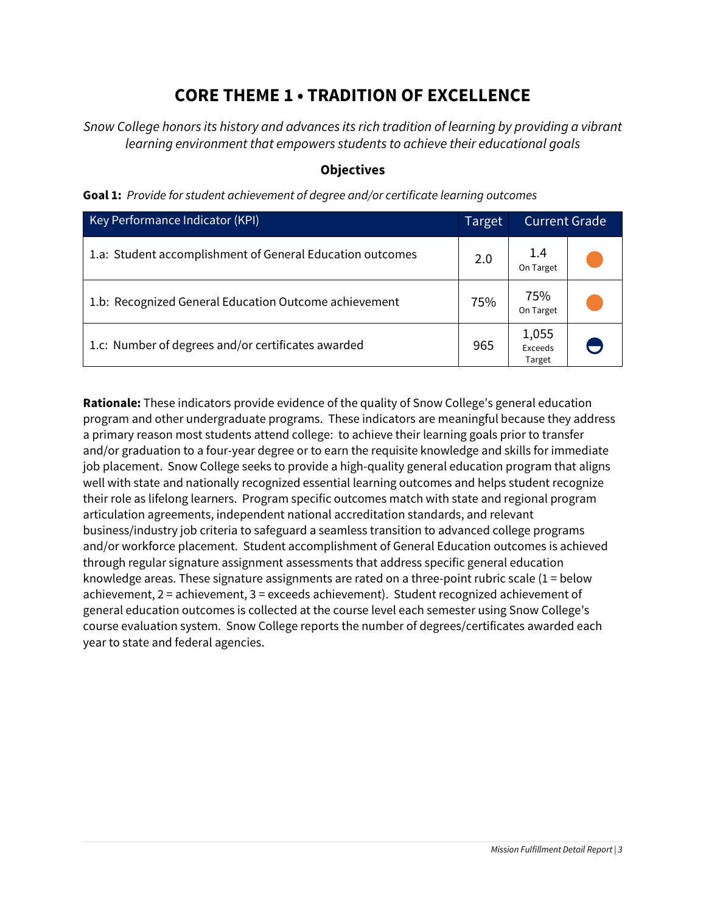# CORE THEME 1 • TRADITION OF EXCELLENCE

*Snow College honors its history and advances its rich tradition of learning by providing a vibrant learning environment that empowers students to achieve their educational goals*

### Objectives

**Goal 1:** *Provide for student achievement of degree and/or certificate learning outcomes*

| Key Performance Indicator (KPI) | Target | Current Grade | |
|---|---|---|---|
| 1.a: Student accomplishment of General Education outcomes | 2.0 | 1.4 On Target | |
| 1.b: Recognized General Education Outcome achievement | 75% | 75% On Target | |
| 1.c: Number of degrees and/or certificates awarded | 965 | 1,055 Exceeds Target | |

**Rationale:** These indicators provide evidence of the quality of Snow College's general education program and other undergraduate programs. These indicators are meaningful because they address a primary reason most students attend college: to achieve their learning goals prior to transfer and/or graduation to a four-year degree or to earn the requisite knowledge and skills for immediate job placement. Snow College seeks to provide a high-quality general education program that aligns well with state and nationally recognized essential learning outcomes and helps student recognize their role as lifelong learners. Program specific outcomes match with state and regional program articulation agreements, independent national accreditation standards, and relevant business/industry job criteria to safeguard a seamless transition to advanced college programs and/or workforce placement. Student accomplishment of General Education outcomes is achieved through regular signature assignment assessments that address specific general education knowledge areas. These signature assignments are rated on a three-point rubric scale (1 = below achievement, 2 = achievement, 3 = exceeds achievement). Student recognized achievement of general education outcomes is collected at the course level each semester using Snow College's course evaluation system. Snow College reports the number of degrees/certificates awarded each year to state and federal agencies.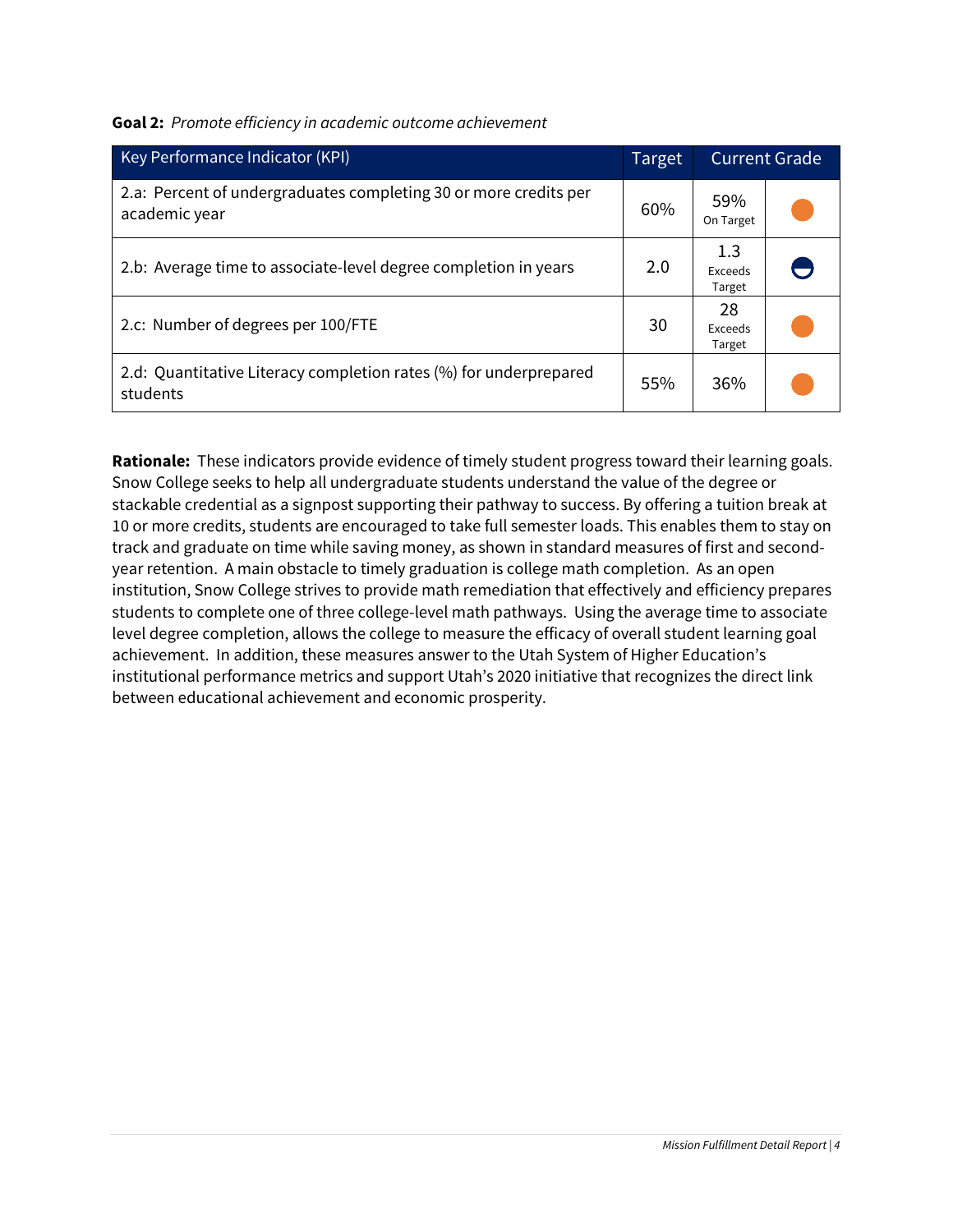**Goal 2:** *Promote efficiency in academic outcome achievement*

| Key Performance Indicator (KPI) | Target | Current Grade | |
|---|---|---|---|
| 2.a: Percent of undergraduates completing 30 or more credits per academic year | 60% | 59% On Target | |
| 2.b: Average time to associate-level degree completion in years | 2.0 | 1.3 Exceeds Target | |
| 2.c: Number of degrees per 100/FTE | 30 | 28 Exceeds Target | |
| 2.d: Quantitative Literacy completion rates (%) for underprepared students | 55% | 36% | |

**Rationale:** These indicators provide evidence of timely student progress toward their learning goals. Snow College seeks to help all undergraduate students understand the value of the degree or stackable credential as a signpost supporting their pathway to success. By offering a tuition break at 10 or more credits, students are encouraged to take full semester loads. This enables them to stay on track and graduate on time while saving money, as shown in standard measures of first and second-year retention. A main obstacle to timely graduation is college math completion. As an open institution, Snow College strives to provide math remediation that effectively and efficiency prepares students to complete one of three college-level math pathways. Using the average time to associate level degree completion, allows the college to measure the efficacy of overall student learning goal achievement. In addition, these measures answer to the Utah System of Higher Education's institutional performance metrics and support Utah's 2020 initiative that recognizes the direct link between educational achievement and economic prosperity.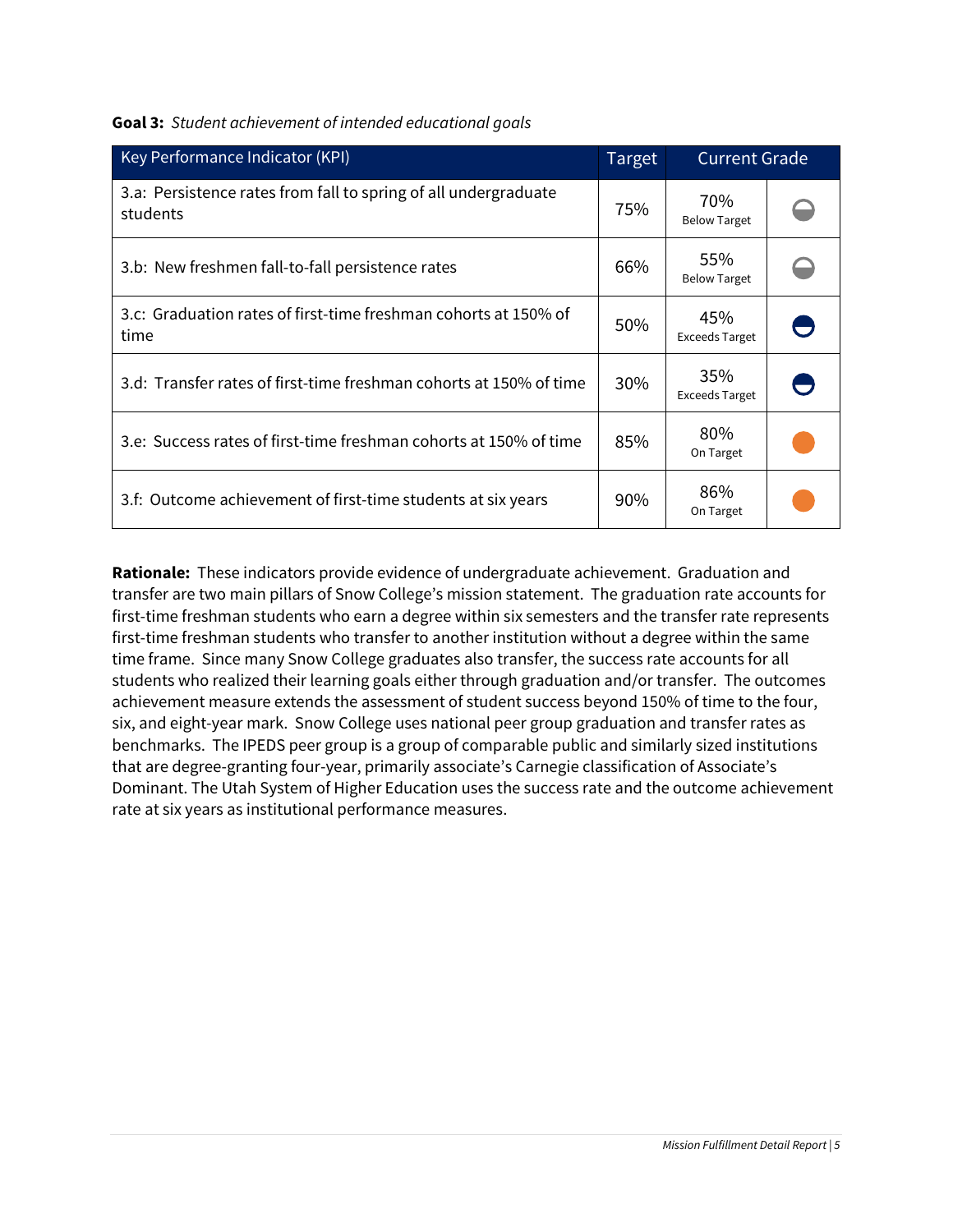**Goal 3:** *Student achievement of intended educational goals*

| Key Performance Indicator (KPI) | Target | Current Grade | |
|---|---|---|---|
| 3.a: Persistence rates from fall to spring of all undergraduate students | 75% | 70% Below Target | |
| 3.b: New freshmen fall-to-fall persistence rates | 66% | 55% Below Target | |
| 3.c: Graduation rates of first-time freshman cohorts at 150% of time | 50% | 45% Exceeds Target | |
| 3.d: Transfer rates of first-time freshman cohorts at 150% of time | 30% | 35% Exceeds Target | |
| 3.e: Success rates of first-time freshman cohorts at 150% of time | 85% | 80% On Target | |
| 3.f: Outcome achievement of first-time students at six years | 90% | 86% On Target | |

**Rationale:** These indicators provide evidence of undergraduate achievement. Graduation and transfer are two main pillars of Snow College's mission statement. The graduation rate accounts for first-time freshman students who earn a degree within six semesters and the transfer rate represents first-time freshman students who transfer to another institution without a degree within the same time frame. Since many Snow College graduates also transfer, the success rate accounts for all students who realized their learning goals either through graduation and/or transfer. The outcomes achievement measure extends the assessment of student success beyond 150% of time to the four, six, and eight-year mark. Snow College uses national peer group graduation and transfer rates as benchmarks. The IPEDS peer group is a group of comparable public and similarly sized institutions that are degree-granting four-year, primarily associate's Carnegie classification of Associate's Dominant. The Utah System of Higher Education uses the success rate and the outcome achievement rate at six years as institutional performance measures.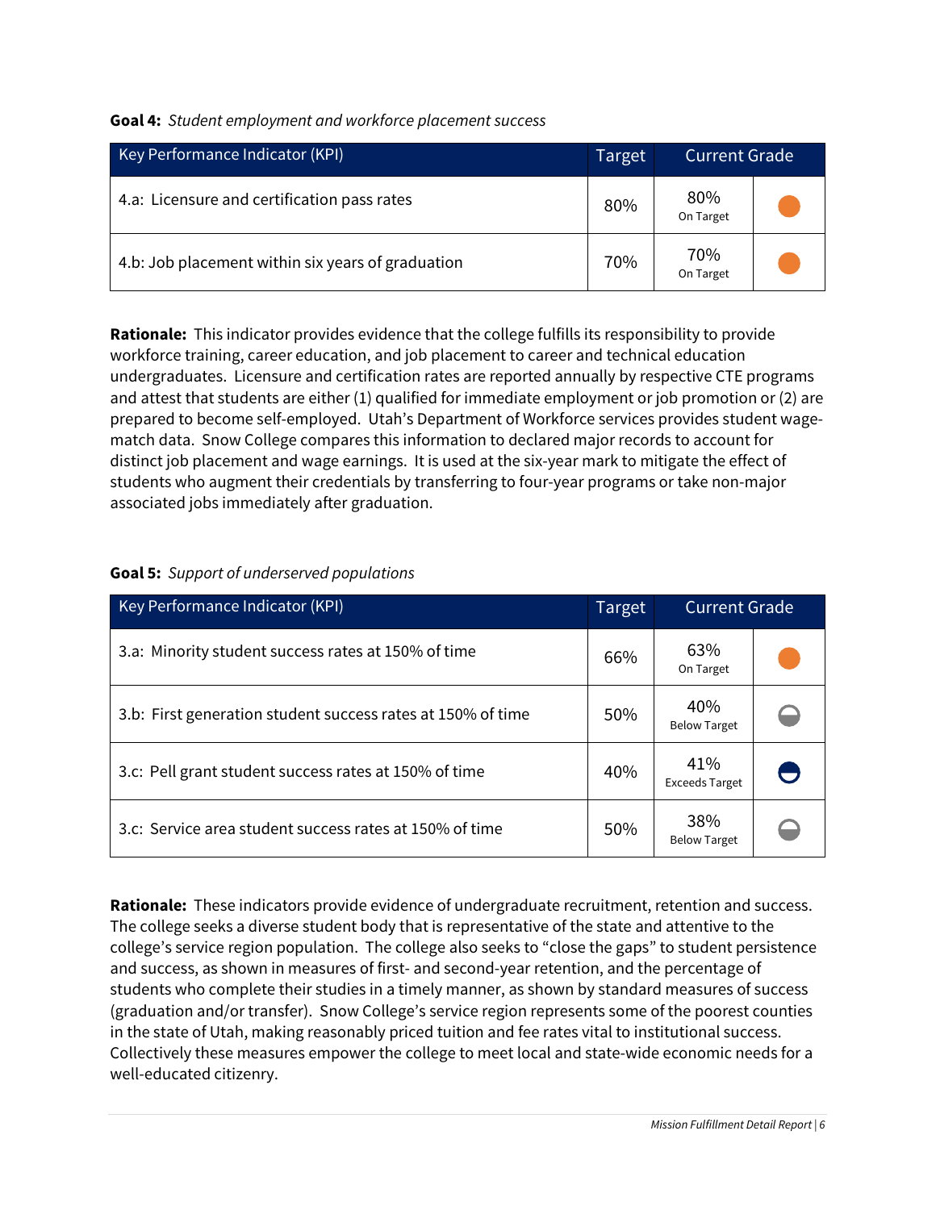**Goal 4:** *Student employment and workforce placement success*

| Key Performance Indicator (KPI) | Target | Current Grade | |
|---|---|---|---|
| 4.a: Licensure and certification pass rates | 80% | 80% On Target | |
| 4.b: Job placement within six years of graduation | 70% | 70% On Target | |

**Rationale:** This indicator provides evidence that the college fulfills its responsibility to provide workforce training, career education, and job placement to career and technical education undergraduates. Licensure and certification rates are reported annually by respective CTE programs and attest that students are either (1) qualified for immediate employment or job promotion or (2) are prepared to become self-employed. Utah's Department of Workforce services provides student wage-match data. Snow College compares this information to declared major records to account for distinct job placement and wage earnings. It is used at the six-year mark to mitigate the effect of students who augment their credentials by transferring to four-year programs or take non-major associated jobs immediately after graduation.

**Goal 5:** *Support of underserved populations*

| Key Performance Indicator (KPI) | Target | Current Grade | |
|---|---|---|---|
| 3.a: Minority student success rates at 150% of time | 66% | 63% On Target | |
| 3.b: First generation student success rates at 150% of time | 50% | 40% Below Target | |
| 3.c: Pell grant student success rates at 150% of time | 40% | 41% Exceeds Target | |
| 3.c: Service area student success rates at 150% of time | 50% | 38% Below Target | |

**Rationale:** These indicators provide evidence of undergraduate recruitment, retention and success. The college seeks a diverse student body that is representative of the state and attentive to the college's service region population. The college also seeks to "close the gaps" to student persistence and success, as shown in measures of first- and second-year retention, and the percentage of students who complete their studies in a timely manner, as shown by standard measures of success (graduation and/or transfer). Snow College's service region represents some of the poorest counties in the state of Utah, making reasonably priced tuition and fee rates vital to institutional success. Collectively these measures empower the college to meet local and state-wide economic needs for a well-educated citizenry.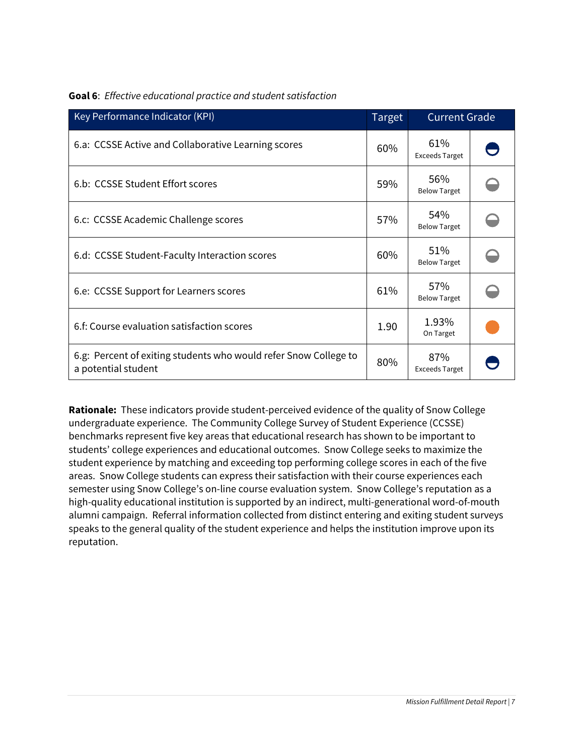**Goal 6**: *Effective educational practice and student satisfaction*

| Key Performance Indicator (KPI) | Target | Current Grade | |
|---|---|---|---|
| 6.a: CCSSE Active and Collaborative Learning scores | 60% | 61% Exceeds Target | |
| 6.b: CCSSE Student Effort scores | 59% | 56% Below Target | |
| 6.c: CCSSE Academic Challenge scores | 57% | 54% Below Target | |
| 6.d: CCSSE Student-Faculty Interaction scores | 60% | 51% Below Target | |
| 6.e: CCSSE Support for Learners scores | 61% | 57% Below Target | |
| 6.f: Course evaluation satisfaction scores | 1.90 | 1.93% On Target | |
| 6.g: Percent of exiting students who would refer Snow College to a potential student | 80% | 87% Exceeds Target | |

**Rationale:** These indicators provide student-perceived evidence of the quality of Snow College undergraduate experience. The Community College Survey of Student Experience (CCSSE) benchmarks represent five key areas that educational research has shown to be important to students' college experiences and educational outcomes. Snow College seeks to maximize the student experience by matching and exceeding top performing college scores in each of the five areas. Snow College students can express their satisfaction with their course experiences each semester using Snow College's on-line course evaluation system. Snow College's reputation as a high-quality educational institution is supported by an indirect, multi-generational word-of-mouth alumni campaign. Referral information collected from distinct entering and exiting student surveys speaks to the general quality of the student experience and helps the institution improve upon its reputation.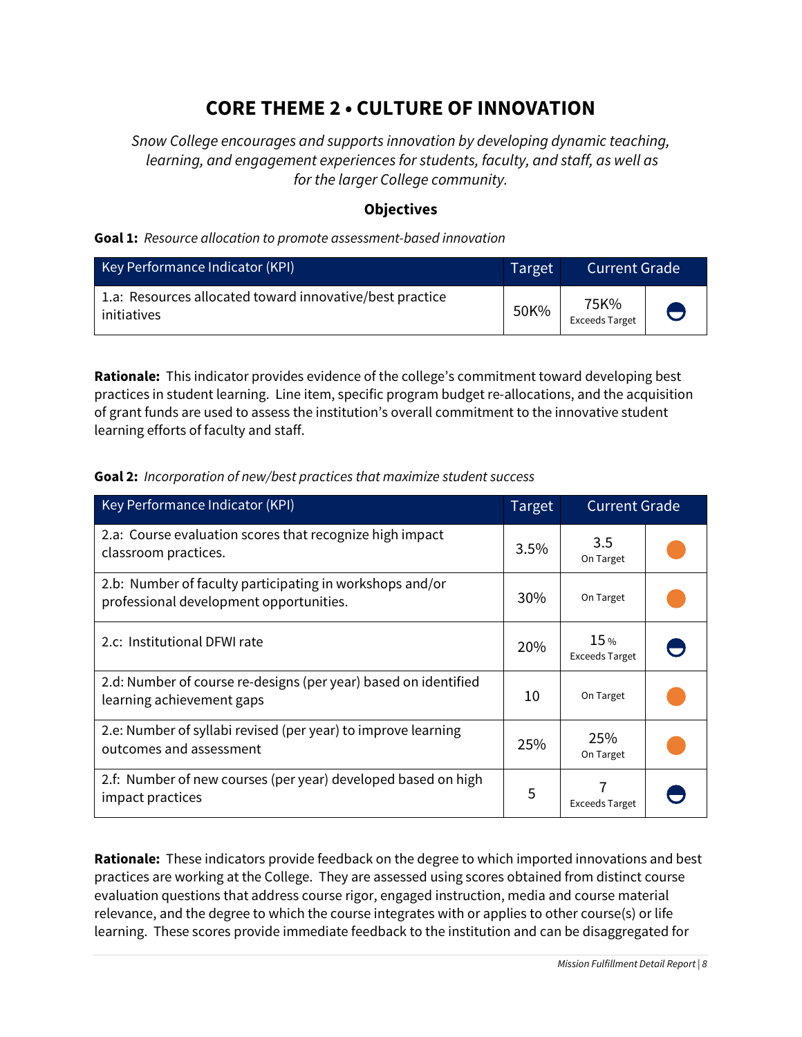# CORE THEME 2 • CULTURE OF INNOVATION

*Snow College encourages and supports innovation by developing dynamic teaching, learning, and engagement experiences for students, faculty, and staff, as well as for the larger College community.*

### Objectives

**Goal 1:** *Resource allocation to promote assessment-based innovation*

| Key Performance Indicator (KPI) | Target | Current Grade | |
|---|---|---|---|
| 1.a: Resources allocated toward innovative/best practice initiatives | 50K% | 75K% Exceeds Target | |

**Rationale:** This indicator provides evidence of the college's commitment toward developing best practices in student learning. Line item, specific program budget re-allocations, and the acquisition of grant funds are used to assess the institution's overall commitment to the innovative student learning efforts of faculty and staff.

**Goal 2:** *Incorporation of new/best practices that maximize student success*

| Key Performance Indicator (KPI) | Target | Current Grade | |
|---|---|---|---|
| 2.a: Course evaluation scores that recognize high impact classroom practices. | 3.5% | 3.5 On Target | |
| 2.b: Number of faculty participating in workshops and/or professional development opportunities. | 30% | On Target | |
| 2.c: Institutional DFWI rate | 20% | 15 % Exceeds Target | |
| 2.d: Number of course re-designs (per year) based on identified learning achievement gaps | 10 | On Target | |
| 2.e: Number of syllabi revised (per year) to improve learning outcomes and assessment | 25% | 25% On Target | |
| 2.f: Number of new courses (per year) developed based on high impact practices | 5 | 7 Exceeds Target | |

**Rationale:** These indicators provide feedback on the degree to which imported innovations and best practices are working at the College. They are assessed using scores obtained from distinct course evaluation questions that address course rigor, engaged instruction, media and course material relevance, and the degree to which the course integrates with or applies to other course(s) or life learning. These scores provide immediate feedback to the institution and can be disaggregated for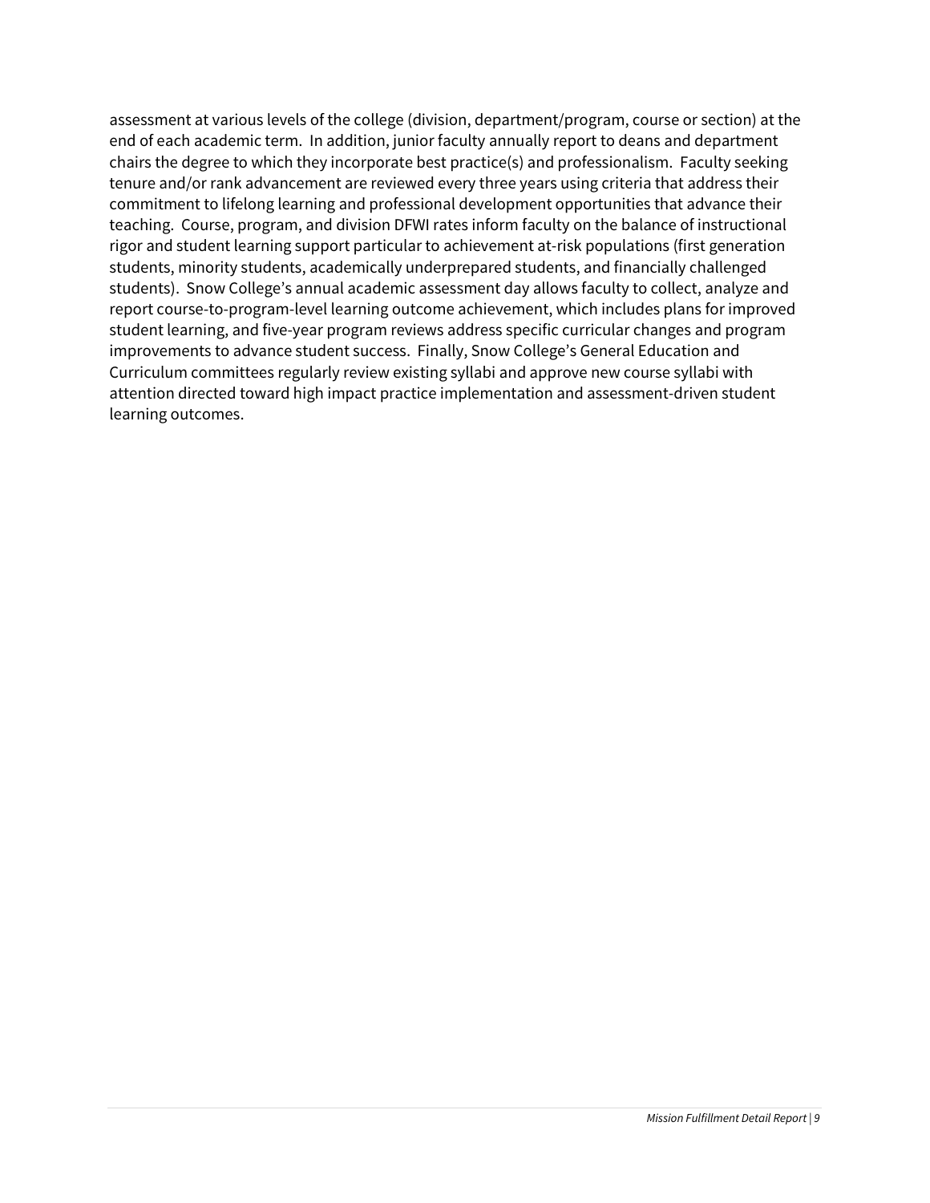assessment at various levels of the college (division, department/program, course or section) at the end of each academic term. In addition, junior faculty annually report to deans and department chairs the degree to which they incorporate best practice(s) and professionalism. Faculty seeking tenure and/or rank advancement are reviewed every three years using criteria that address their commitment to lifelong learning and professional development opportunities that advance their teaching. Course, program, and division DFWI rates inform faculty on the balance of instructional rigor and student learning support particular to achievement at-risk populations (first generation students, minority students, academically underprepared students, and financially challenged students). Snow College's annual academic assessment day allows faculty to collect, analyze and report course-to-program-level learning outcome achievement, which includes plans for improved student learning, and five-year program reviews address specific curricular changes and program improvements to advance student success. Finally, Snow College's General Education and Curriculum committees regularly review existing syllabi and approve new course syllabi with attention directed toward high impact practice implementation and assessment-driven student learning outcomes.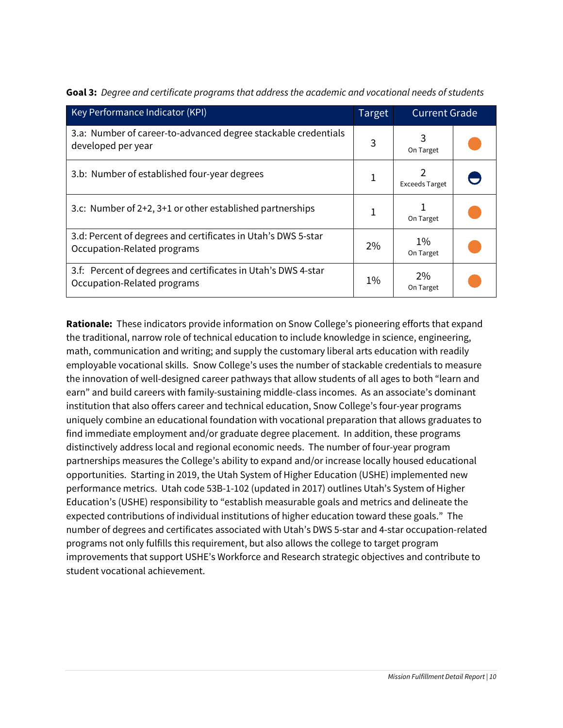**Goal 3:** *Degree and certificate programs that address the academic and vocational needs of students*

| Key Performance Indicator (KPI) | Target | Current Grade | |
|---|---|---|---|
| 3.a: Number of career-to-advanced degree stackable credentials developed per year | 3 | 3 On Target | |
| 3.b: Number of established four-year degrees | 1 | 2 Exceeds Target | |
| 3.c: Number of 2+2, 3+1 or other established partnerships | 1 | 1 On Target | |
| 3.d: Percent of degrees and certificates in Utah's DWS 5-star Occupation-Related programs | 2% | 1% On Target | |
| 3.f: Percent of degrees and certificates in Utah's DWS 4-star Occupation-Related programs | 1% | 2% On Target | |

**Rationale:** These indicators provide information on Snow College's pioneering efforts that expand the traditional, narrow role of technical education to include knowledge in science, engineering, math, communication and writing; and supply the customary liberal arts education with readily employable vocational skills. Snow College's uses the number of stackable credentials to measure the innovation of well-designed career pathways that allow students of all ages to both "learn and earn" and build careers with family-sustaining middle-class incomes. As an associate's dominant institution that also offers career and technical education, Snow College's four-year programs uniquely combine an educational foundation with vocational preparation that allows graduates to find immediate employment and/or graduate degree placement. In addition, these programs distinctively address local and regional economic needs. The number of four-year program partnerships measures the College's ability to expand and/or increase locally housed educational opportunities. Starting in 2019, the Utah System of Higher Education (USHE) implemented new performance metrics. Utah code 53B-1-102 (updated in 2017) outlines Utah's System of Higher Education's (USHE) responsibility to "establish measurable goals and metrics and delineate the expected contributions of individual institutions of higher education toward these goals." The number of degrees and certificates associated with Utah's DWS 5-star and 4-star occupation-related programs not only fulfills this requirement, but also allows the college to target program improvements that support USHE's Workforce and Research strategic objectives and contribute to student vocational achievement.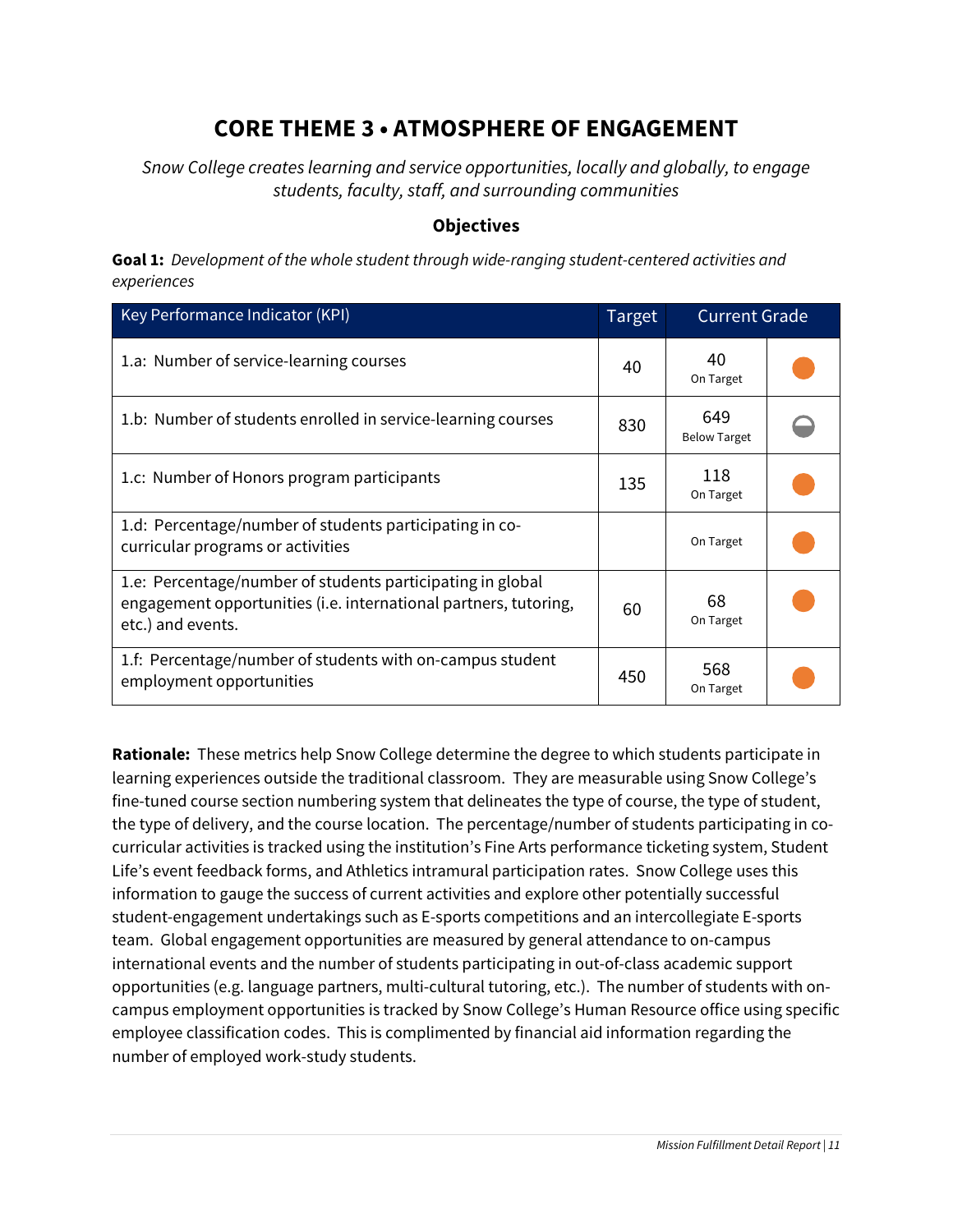# CORE THEME 3 • ATMOSPHERE OF ENGAGEMENT

*Snow College creates learning and service opportunities, locally and globally, to engage students, faculty, staff, and surrounding communities*

### Objectives

**Goal 1:** *Development of the whole student through wide-ranging student-centered activities and experiences*

| Key Performance Indicator (KPI) | Target | Current Grade | |
|---|---|---|---|
| 1.a: Number of service-learning courses | 40 | 40 On Target | |
| 1.b: Number of students enrolled in service-learning courses | 830 | 649 Below Target | |
| 1.c: Number of Honors program participants | 135 | 118 On Target | |
| 1.d: Percentage/number of students participating in co-curricular programs or activities | | On Target | |
| 1.e: Percentage/number of students participating in global engagement opportunities (i.e. international partners, tutoring, etc.) and events. | 60 | 68 On Target | |
| 1.f: Percentage/number of students with on-campus student employment opportunities | 450 | 568 On Target | |

**Rationale:** These metrics help Snow College determine the degree to which students participate in learning experiences outside the traditional classroom. They are measurable using Snow College's fine-tuned course section numbering system that delineates the type of course, the type of student, the type of delivery, and the course location. The percentage/number of students participating in co-curricular activities is tracked using the institution's Fine Arts performance ticketing system, Student Life's event feedback forms, and Athletics intramural participation rates. Snow College uses this information to gauge the success of current activities and explore other potentially successful student-engagement undertakings such as E-sports competitions and an intercollegiate E-sports team. Global engagement opportunities are measured by general attendance to on-campus international events and the number of students participating in out-of-class academic support opportunities (e.g. language partners, multi-cultural tutoring, etc.). The number of students with on-campus employment opportunities is tracked by Snow College's Human Resource office using specific employee classification codes. This is complimented by financial aid information regarding the number of employed work-study students.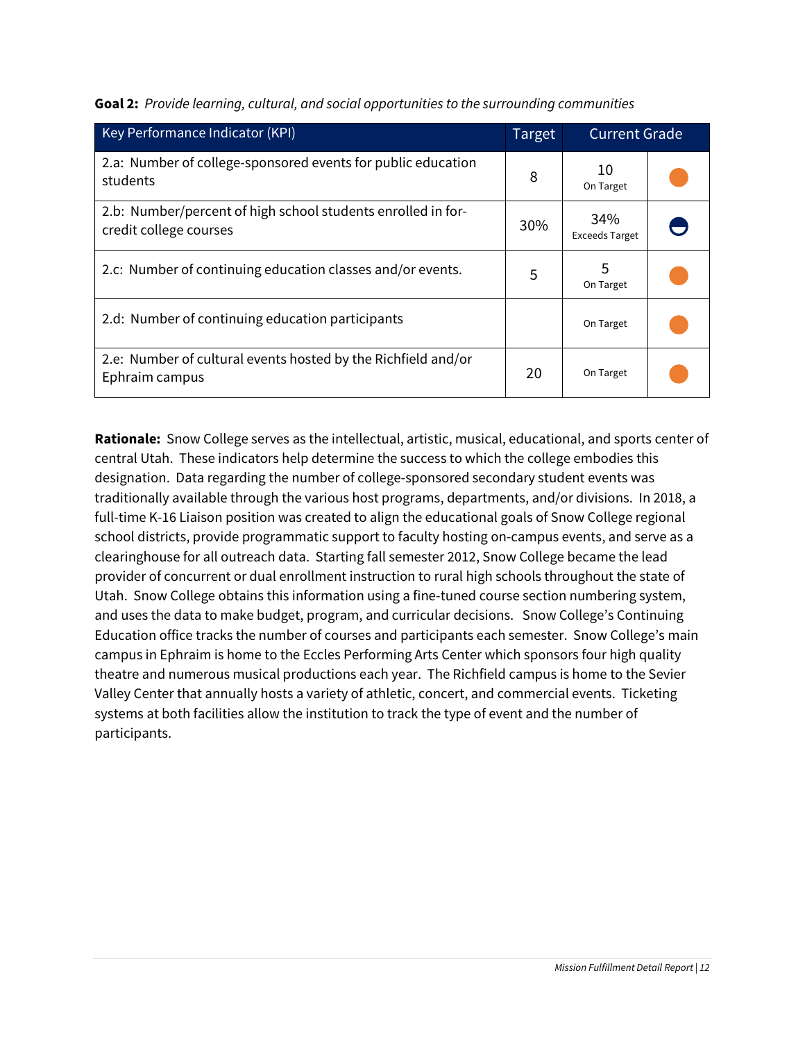**Goal 2:** *Provide learning, cultural, and social opportunities to the surrounding communities*

| Key Performance Indicator (KPI) | Target | Current Grade | |
|---|---|---|---|
| 2.a: Number of college-sponsored events for public education students | 8 | 10<br>On Target | ● |
| 2.b: Number/percent of high school students enrolled in for-credit college courses | 30% | 34%<br>Exceeds Target | ◒ |
| 2.c: Number of continuing education classes and/or events. | 5 | 5<br>On Target | ● |
| 2.d: Number of continuing education participants | | On Target | ● |
| 2.e: Number of cultural events hosted by the Richfield and/or Ephraim campus | 20 | On Target | ● |

**Rationale:** Snow College serves as the intellectual, artistic, musical, educational, and sports center of central Utah. These indicators help determine the success to which the college embodies this designation. Data regarding the number of college-sponsored secondary student events was traditionally available through the various host programs, departments, and/or divisions. In 2018, a full-time K-16 Liaison position was created to align the educational goals of Snow College regional school districts, provide programmatic support to faculty hosting on-campus events, and serve as a clearinghouse for all outreach data. Starting fall semester 2012, Snow College became the lead provider of concurrent or dual enrollment instruction to rural high schools throughout the state of Utah. Snow College obtains this information using a fine-tuned course section numbering system, and uses the data to make budget, program, and curricular decisions. Snow College's Continuing Education office tracks the number of courses and participants each semester. Snow College's main campus in Ephraim is home to the Eccles Performing Arts Center which sponsors four high quality theatre and numerous musical productions each year. The Richfield campus is home to the Sevier Valley Center that annually hosts a variety of athletic, concert, and commercial events. Ticketing systems at both facilities allow the institution to track the type of event and the number of participants.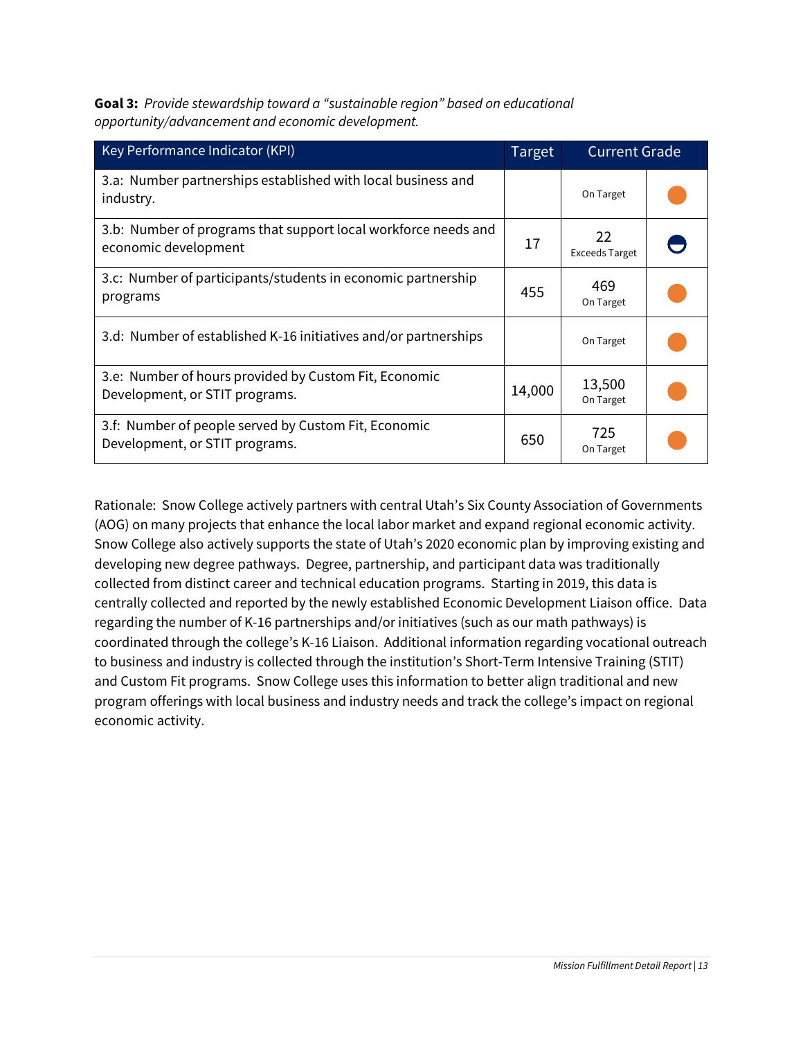**Goal 3:** *Provide stewardship toward a "sustainable region" based on educational opportunity/advancement and economic development.*

| Key Performance Indicator (KPI) | Target | Current Grade | |
|---|---|---|---|
| 3.a: Number partnerships established with local business and industry. | | On Target | |
| 3.b: Number of programs that support local workforce needs and economic development | 17 | 22 Exceeds Target | |
| 3.c: Number of participants/students in economic partnership programs | 455 | 469 On Target | |
| 3.d: Number of established K-16 initiatives and/or partnerships | | On Target | |
| 3.e: Number of hours provided by Custom Fit, Economic Development, or STIT programs. | 14,000 | 13,500 On Target | |
| 3.f: Number of people served by Custom Fit, Economic Development, or STIT programs. | 650 | 725 On Target | |

Rationale: Snow College actively partners with central Utah's Six County Association of Governments (AOG) on many projects that enhance the local labor market and expand regional economic activity. Snow College also actively supports the state of Utah's 2020 economic plan by improving existing and developing new degree pathways. Degree, partnership, and participant data was traditionally collected from distinct career and technical education programs. Starting in 2019, this data is centrally collected and reported by the newly established Economic Development Liaison office. Data regarding the number of K-16 partnerships and/or initiatives (such as our math pathways) is coordinated through the college's K-16 Liaison. Additional information regarding vocational outreach to business and industry is collected through the institution's Short-Term Intensive Training (STIT) and Custom Fit programs. Snow College uses this information to better align traditional and new program offerings with local business and industry needs and track the college's impact on regional economic activity.